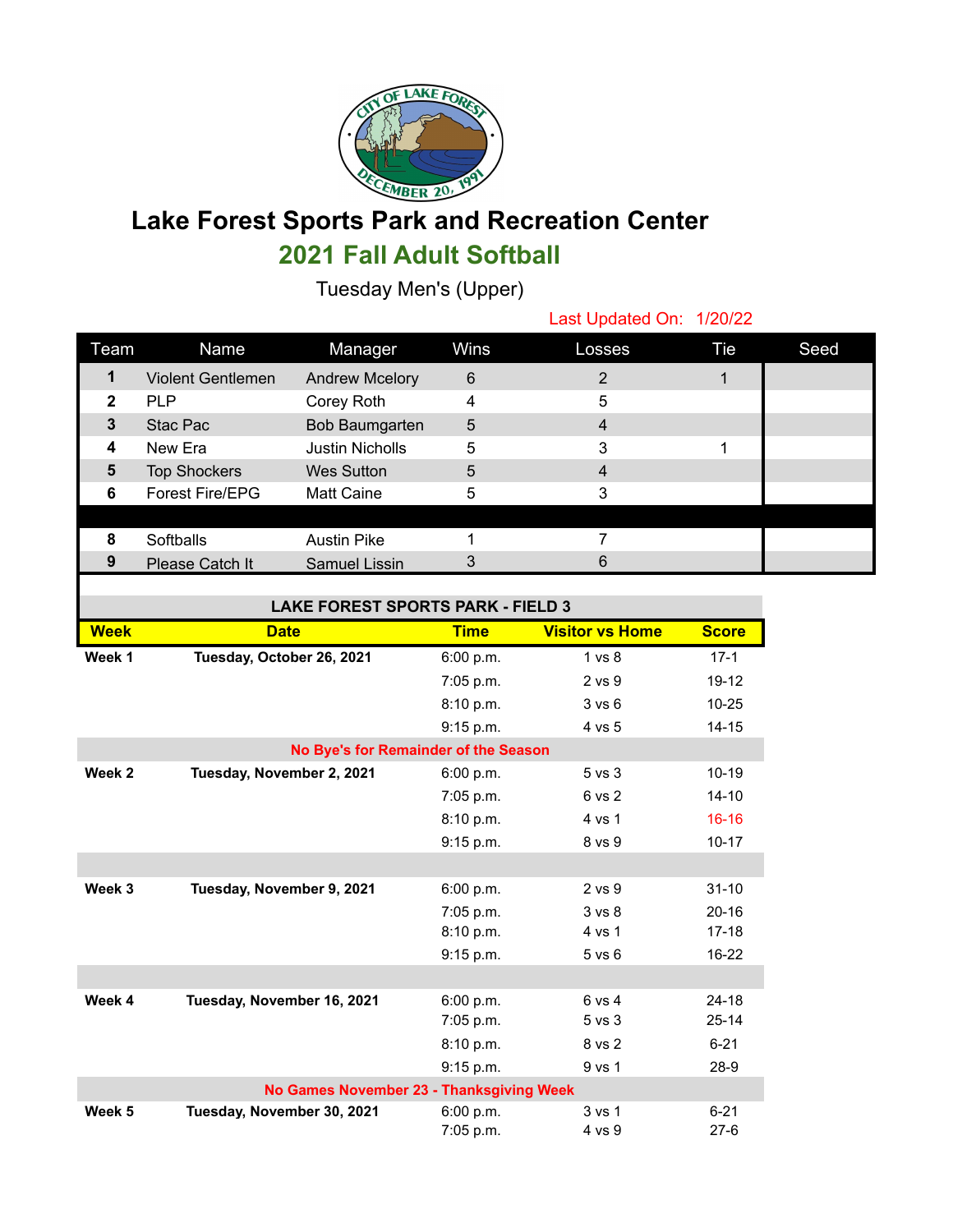# Lake Forest Sports Park and Recreation Center

## 2021 Fall Adult Softball

Tuesday Men's (Upper)

Last Updated On: 1/20/22

| Team | Name | Manager | Wins | Losses | Tie | Seed |
|---|---|---|---|---|---|---|
| 1 | Violent Gentlemen | Andrew Mcelory | 6 | 2 | 1 | |
| 2 | PLP | Corey Roth | 4 | 5 | | |
| 3 | Stac Pac | Bob Baumgarten | 5 | 4 | | |
| 4 | New Era | Justin Nicholls | 5 | 3 | 1 | |
| 5 | Top Shockers | Wes Sutton | 5 | 4 | | |
| 6 | Forest Fire/EPG | Matt Caine | 5 | 3 | | |
| | | | | | | |
| 8 | Softballs | Austin Pike | 1 | 7 | | |
| 9 | Please Catch It | Samuel Lissin | 3 | 6 | | |

**LAKE FOREST SPORTS PARK - FIELD 3**

| Week | Date | Time | Visitor vs Home | Score |
|---|---|---|---|---|
| Week 1 | Tuesday, October 26, 2021 | 6:00 p.m. | 1 vs 8 | 17-1 |
| | | 7:05 p.m. | 2 vs 9 | 19-12 |
| | | 8:10 p.m. | 3 vs 6 | 10-25 |
| | | 9:15 p.m. | 4 vs 5 | 14-15 |
| No Bye's for Remainder of the Season | | | | |
| Week 2 | Tuesday, November 2, 2021 | 6:00 p.m. | 5 vs 3 | 10-19 |
| | | 7:05 p.m. | 6 vs 2 | 14-10 |
| | | 8:10 p.m. | 4 vs 1 | 16-16 |
| | | 9:15 p.m. | 8 vs 9 | 10-17 |
| Week 3 | Tuesday, November 9, 2021 | 6:00 p.m. | 2 vs 9 | 31-10 |
| | | 7:05 p.m. | 3 vs 8 | 20-16 |
| | | 8:10 p.m. | 4 vs 1 | 17-18 |
| | | 9:15 p.m. | 5 vs 6 | 16-22 |
| Week 4 | Tuesday, November 16, 2021 | 6:00 p.m. | 6 vs 4 | 24-18 |
| | | 7:05 p.m. | 5 vs 3 | 25-14 |
| | | 8:10 p.m. | 8 vs 2 | 6-21 |
| | | 9:15 p.m. | 9 vs 1 | 28-9 |
| No Games November 23 - Thanksgiving Week | | | | |
| Week 5 | Tuesday, November 30, 2021 | 6:00 p.m. | 3 vs 1 | 6-21 |
| | | 7:05 p.m. | 4 vs 9 | 27-6 |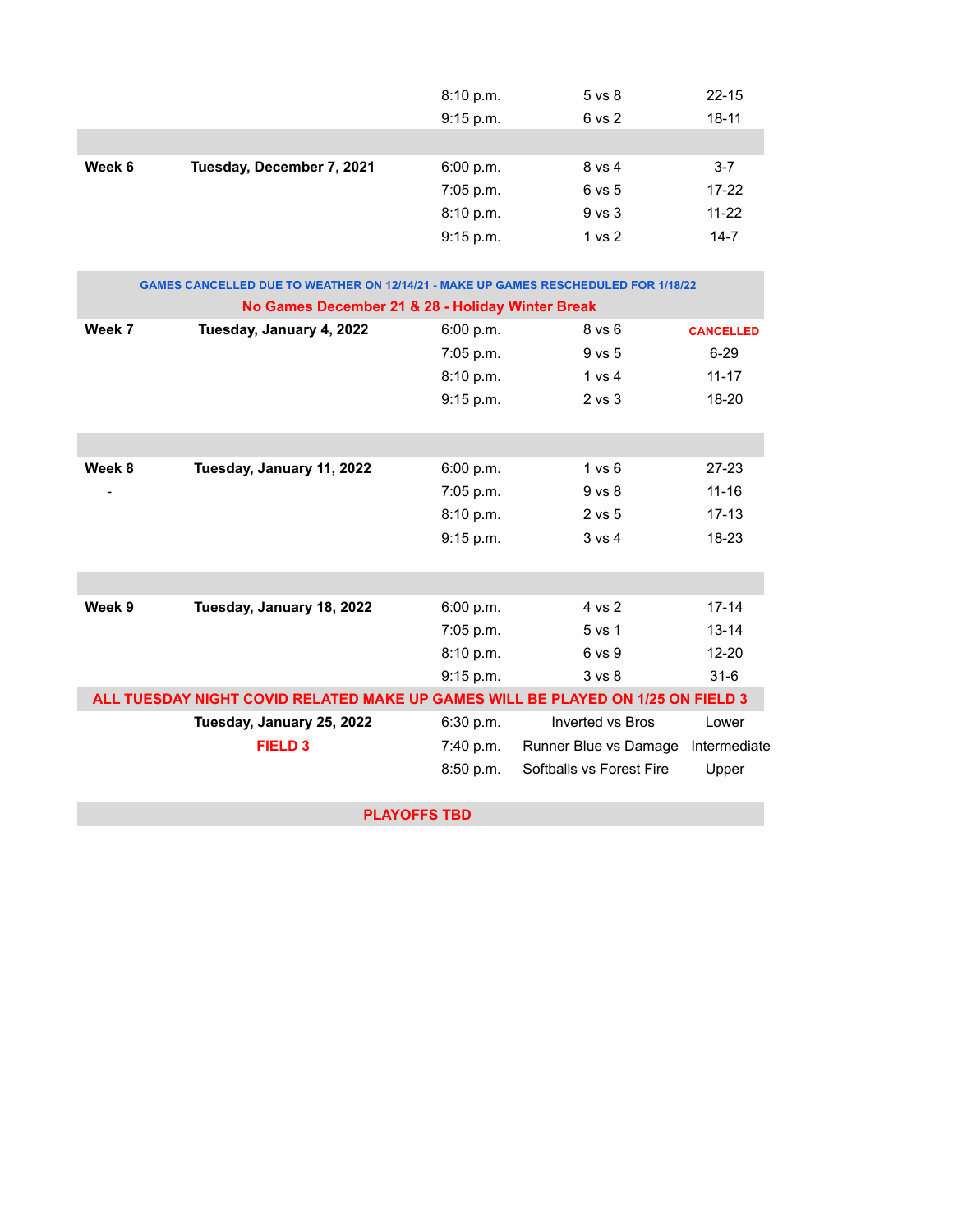| | | | | |
|---|---|---|---|---|
| | | 8:10 p.m. | 5 vs 8 | 22-15 |
| | | 9:15 p.m. | 6 vs 2 | 18-11 |
| | | | | |
| **Week 6** | **Tuesday, December 7, 2021** | 6:00 p.m. | 8 vs 4 | 3-7 |
| | | 7:05 p.m. | 6 vs 5 | 17-22 |
| | | 8:10 p.m. | 9 vs 3 | 11-22 |
| | | 9:15 p.m. | 1 vs 2 | 14-7 |
| **GAMES CANCELLED DUE TO WEATHER ON 12/14/21 - MAKE UP GAMES RESCHEDULED FOR 1/18/22** | | | | |
| **No Games December 21 & 28 - Holiday Winter Break** | | | | |
| **Week 7** | **Tuesday, January 4, 2022** | 6:00 p.m. | 8 vs 6 | **CANCELLED** |
| | | 7:05 p.m. | 9 vs 5 | 6-29 |
| | | 8:10 p.m. | 1 vs 4 | 11-17 |
| | | 9:15 p.m. | 2 vs 3 | 18-20 |
| | | | | |
| **Week 8** | **Tuesday, January 11, 2022** | 6:00 p.m. | 1 vs 6 | 27-23 |
| - | | 7:05 p.m. | 9 vs 8 | 11-16 |
| | | 8:10 p.m. | 2 vs 5 | 17-13 |
| | | 9:15 p.m. | 3 vs 4 | 18-23 |
| | | | | |
| **Week 9** | **Tuesday, January 18, 2022** | 6:00 p.m. | 4 vs 2 | 17-14 |
| | | 7:05 p.m. | 5 vs 1 | 13-14 |
| | | 8:10 p.m. | 6 vs 9 | 12-20 |
| | | 9:15 p.m. | 3 vs 8 | 31-6 |
| **ALL TUESDAY NIGHT COVID RELATED MAKE UP GAMES WILL BE PLAYED ON 1/25 ON FIELD 3** | | | | |
| | **Tuesday, January 25, 2022** | 6:30 p.m. | Inverted vs Bros | Lower |
| | **FIELD 3** | 7:40 p.m. | Runner Blue vs Damage | Intermediate |
| | | 8:50 p.m. | Softballs vs Forest Fire | Upper |
| **PLAYOFFS TBD** | | | | |